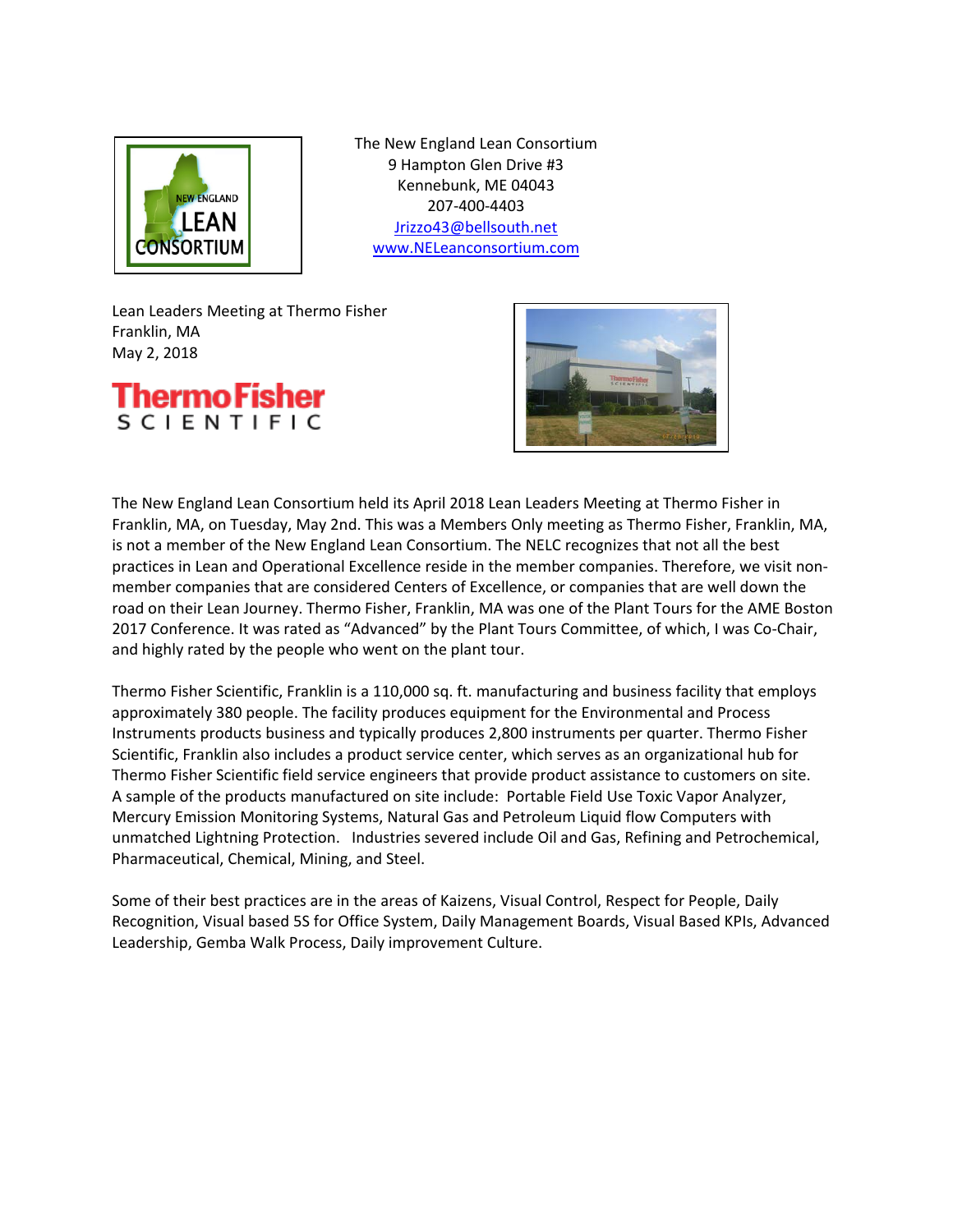The New England Lean Consortium
9 Hampton Glen Drive #3
Kennebunk, ME 04043
207-400-4403
Jrizzo43@bellsouth.net
www.NELeanconsortium.com

Lean Leaders Meeting at Thermo Fisher
Franklin, MA
May 2, 2018

The New England Lean Consortium held its April 2018 Lean Leaders Meeting at Thermo Fisher in Franklin, MA, on Tuesday, May 2nd. This was a Members Only meeting as Thermo Fisher, Franklin, MA, is not a member of the New England Lean Consortium. The NELC recognizes that not all the best practices in Lean and Operational Excellence reside in the member companies. Therefore, we visit non-member companies that are considered Centers of Excellence, or companies that are well down the road on their Lean Journey. Thermo Fisher, Franklin, MA was one of the Plant Tours for the AME Boston 2017 Conference. It was rated as "Advanced" by the Plant Tours Committee, of which, I was Co-Chair, and highly rated by the people who went on the plant tour.

Thermo Fisher Scientific, Franklin is a 110,000 sq. ft. manufacturing and business facility that employs approximately 380 people. The facility produces equipment for the Environmental and Process Instruments products business and typically produces 2,800 instruments per quarter. Thermo Fisher Scientific, Franklin also includes a product service center, which serves as an organizational hub for Thermo Fisher Scientific field service engineers that provide product assistance to customers on site. A sample of the products manufactured on site include: Portable Field Use Toxic Vapor Analyzer, Mercury Emission Monitoring Systems, Natural Gas and Petroleum Liquid flow Computers with unmatched Lightning Protection. Industries severed include Oil and Gas, Refining and Petrochemical, Pharmaceutical, Chemical, Mining, and Steel.

Some of their best practices are in the areas of Kaizens, Visual Control, Respect for People, Daily Recognition, Visual based 5S for Office System, Daily Management Boards, Visual Based KPIs, Advanced Leadership, Gemba Walk Process, Daily improvement Culture.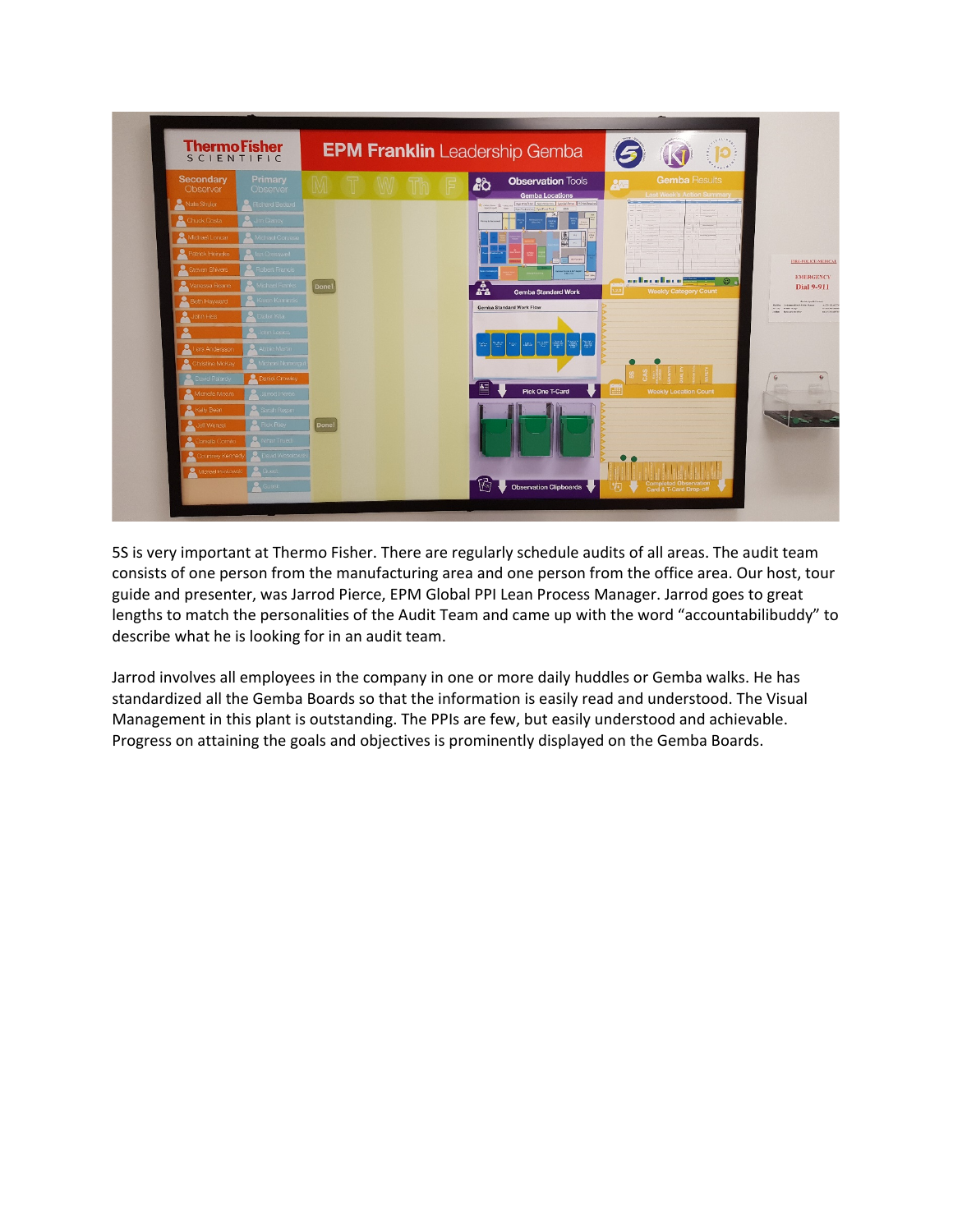5S is very important at Thermo Fisher. There are regularly schedule audits of all areas. The audit team consists of one person from the manufacturing area and one person from the office area. Our host, tour guide and presenter, was Jarrod Pierce, EPM Global PPI Lean Process Manager. Jarrod goes to great lengths to match the personalities of the Audit Team and came up with the word "accountabilibuddy" to describe what he is looking for in an audit team.

Jarrod involves all employees in the company in one or more daily huddles or Gemba walks. He has standardized all the Gemba Boards so that the information is easily read and understood. The Visual Management in this plant is outstanding. The PPIs are few, but easily understood and achievable. Progress on attaining the goals and objectives is prominently displayed on the Gemba Boards.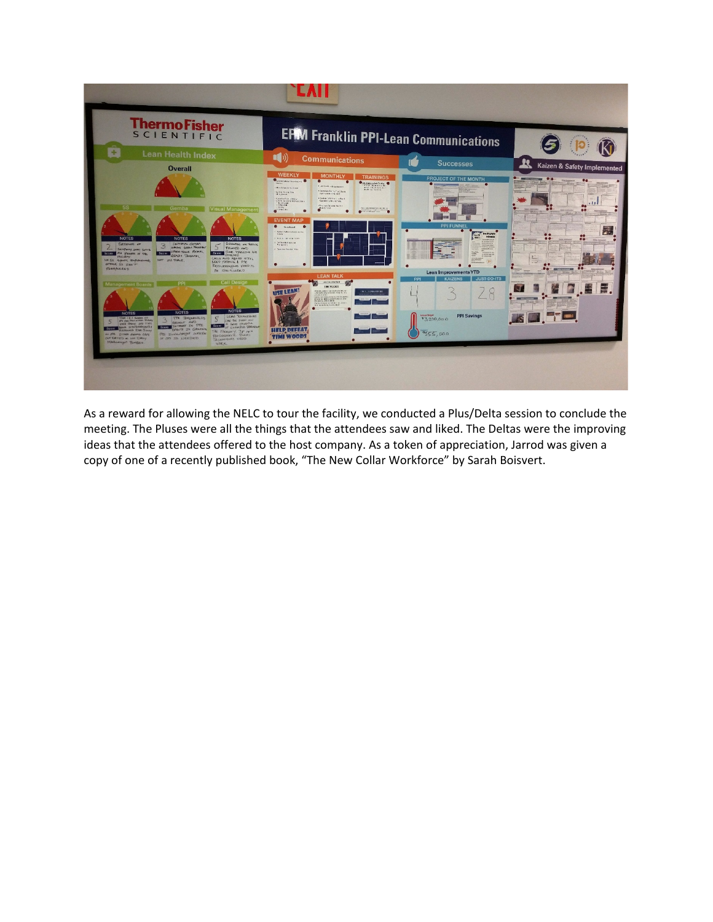As a reward for allowing the NELC to tour the facility, we conducted a Plus/Delta session to conclude the meeting. The Pluses were all the things that the attendees saw and liked. The Deltas were the improving ideas that the attendees offered to the host company. As a token of appreciation, Jarrod was given a copy of one of a recently published book, "The New Collar Workforce" by Sarah Boisvert.